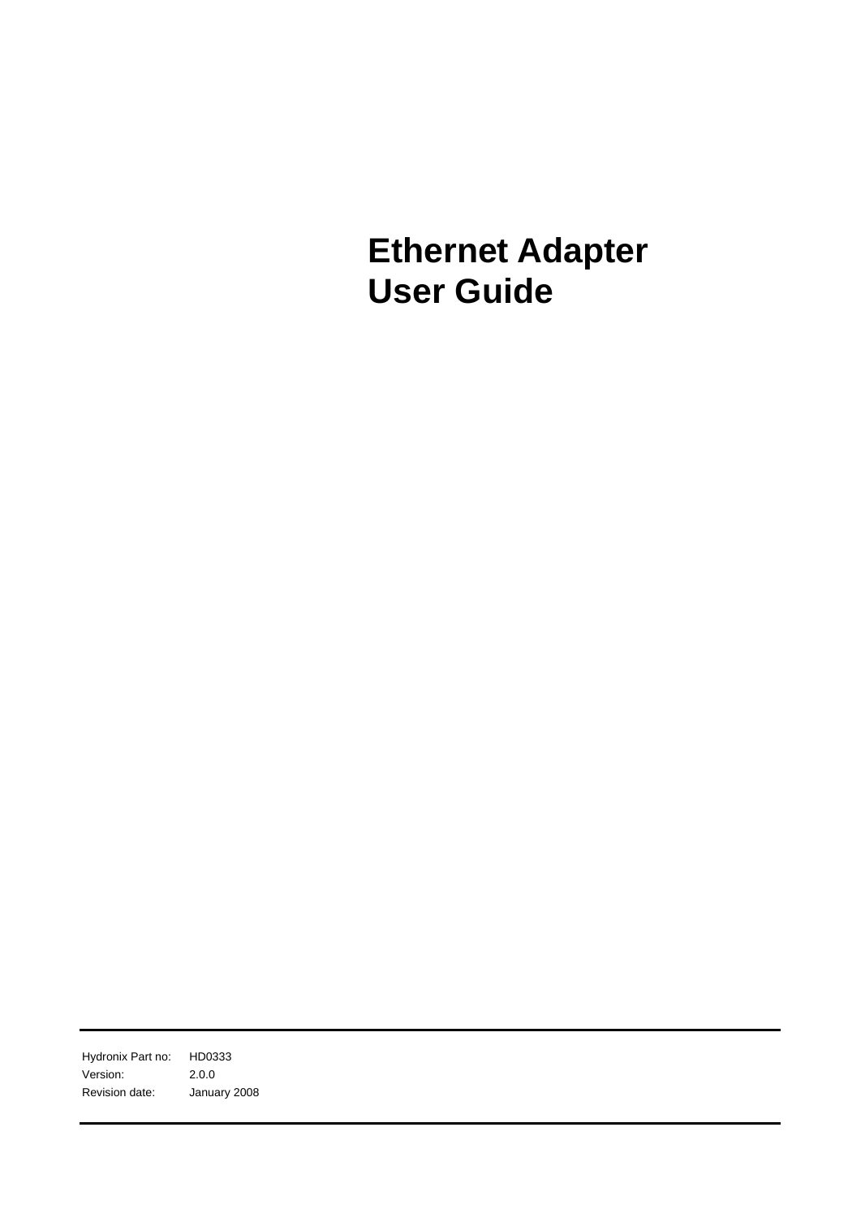# Ethernet Adapter User Guide

| | |
|---|---|
| Hydronix Part no: | HD0333 |
| Version: | 2.0.0 |
| Revision date: | January 2008 |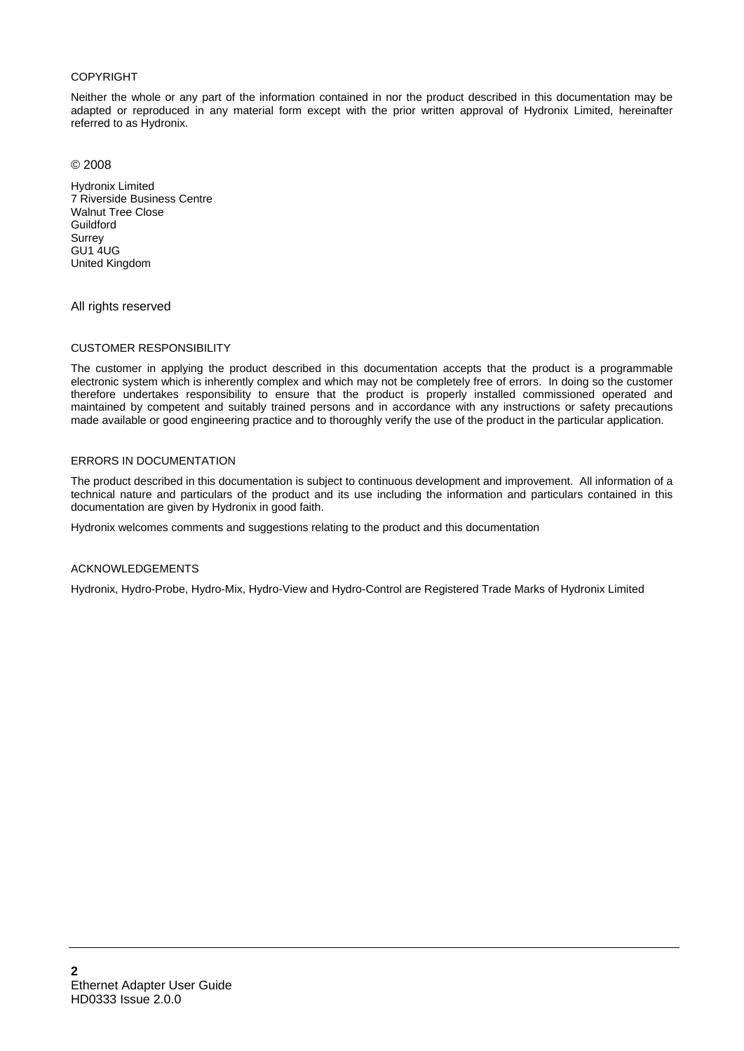## COPYRIGHT

Neither the whole or any part of the information contained in nor the product described in this documentation may be adapted or reproduced in any material form except with the prior written approval of Hydronix Limited, hereinafter referred to as Hydronix.

© 2008

Hydronix Limited
7 Riverside Business Centre
Walnut Tree Close
Guildford
Surrey
GU1 4UG
United Kingdom

All rights reserved

## CUSTOMER RESPONSIBILITY

The customer in applying the product described in this documentation accepts that the product is a programmable electronic system which is inherently complex and which may not be completely free of errors. In doing so the customer therefore undertakes responsibility to ensure that the product is properly installed commissioned operated and maintained by competent and suitably trained persons and in accordance with any instructions or safety precautions made available or good engineering practice and to thoroughly verify the use of the product in the particular application.

## ERRORS IN DOCUMENTATION

The product described in this documentation is subject to continuous development and improvement. All information of a technical nature and particulars of the product and its use including the information and particulars contained in this documentation are given by Hydronix in good faith.

Hydronix welcomes comments and suggestions relating to the product and this documentation

## ACKNOWLEDGEMENTS

Hydronix, Hydro-Probe, Hydro-Mix, Hydro-View and Hydro-Control are Registered Trade Marks of Hydronix Limited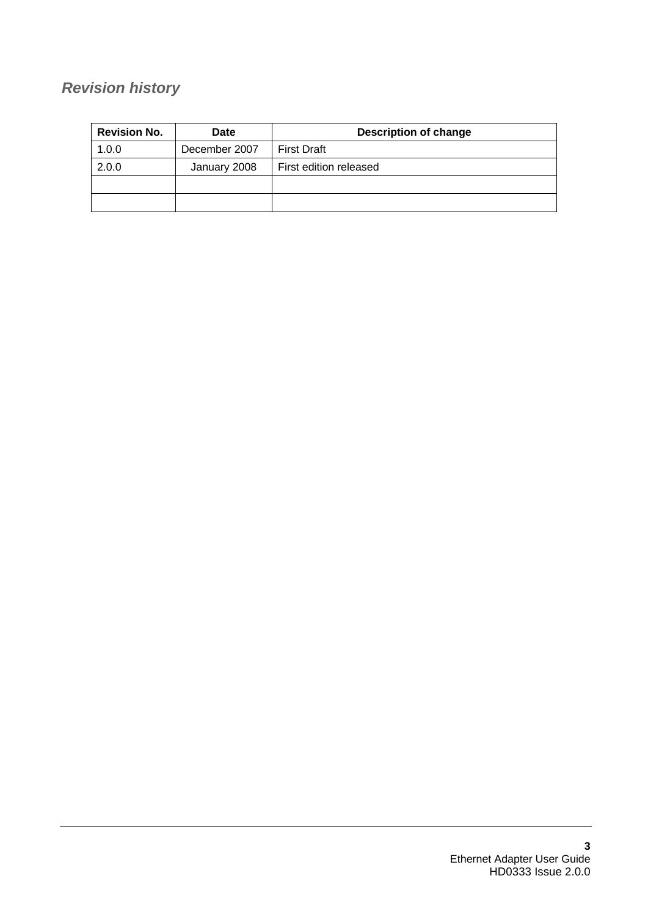## *Revision history*

| Revision No. | Date | Description of change |
|---|---|---|
| 1.0.0 | December 2007 | First Draft |
| 2.0.0 | January 2008 | First edition released |
| | | |
| | | |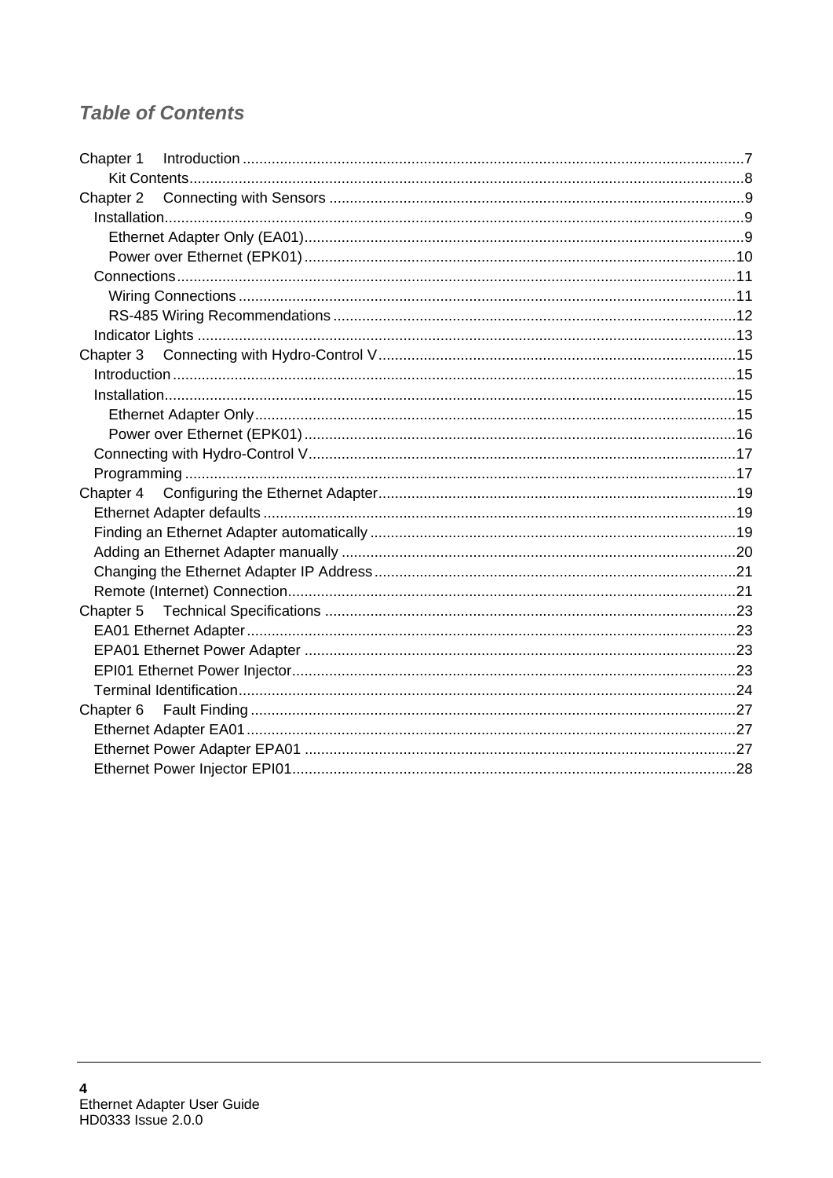# *Table of Contents*

Chapter 1 Introduction ........................................................................................................................7
- Kit Contents....................................................................................................................8

Chapter 2 Connecting with Sensors ...................................................................................................9
- Installation..........................................................................................................................9
  - Ethernet Adapter Only (EA01)........................................................................................9
  - Power over Ethernet (EPK01) .......................................................................................10
- Connections.....................................................................................................................11
  - Wiring Connections .......................................................................................................11
  - RS-485 Wiring Recommendations ................................................................................12
- Indicator Lights ................................................................................................................13

Chapter 3 Connecting with Hydro-Control V......................................................................................15
- Introduction .....................................................................................................................15
- Installation.......................................................................................................................15
  - Ethernet Adapter Only...................................................................................................15
  - Power over Ethernet (EPK01) .......................................................................................16
- Connecting with Hydro-Control V......................................................................................17
- Programming ...................................................................................................................17

Chapter 4 Configuring the Ethernet Adapter......................................................................................19
- Ethernet Adapter defaults .................................................................................................19
- Finding an Ethernet Adapter automatically ........................................................................19
- Adding an Ethernet Adapter manually ...............................................................................20
- Changing the Ethernet Adapter IP Address.......................................................................21
- Remote (Internet) Connection...........................................................................................21

Chapter 5 Technical Specifications ...................................................................................................23
- EA01 Ethernet Adapter.....................................................................................................23
- EPA01 Ethernet Power Adapter .......................................................................................23
- EPI01 Ethernet Power Injector..........................................................................................23
- Terminal Identification.......................................................................................................24

Chapter 6 Fault Finding .....................................................................................................................27
- Ethernet Adapter EA01.....................................................................................................27
- Ethernet Power Adapter EPA01 .......................................................................................27
- Ethernet Power Injector EPI01..........................................................................................28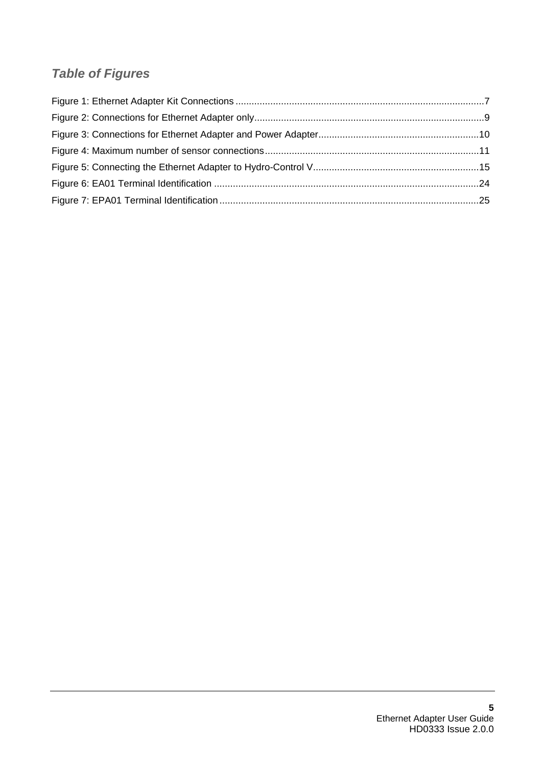## *Table of Figures*

Figure 1: Ethernet Adapter Kit Connections ............................................................................................7
Figure 2: Connections for Ethernet Adapter only.....................................................................................9
Figure 3: Connections for Ethernet Adapter and Power Adapter...........................................................10
Figure 4: Maximum number of sensor connections...............................................................................11
Figure 5: Connecting the Ethernet Adapter to Hydro-Control V.............................................................15
Figure 6: EA01 Terminal Identification ..................................................................................................24
Figure 7: EPA01 Terminal Identification ................................................................................................25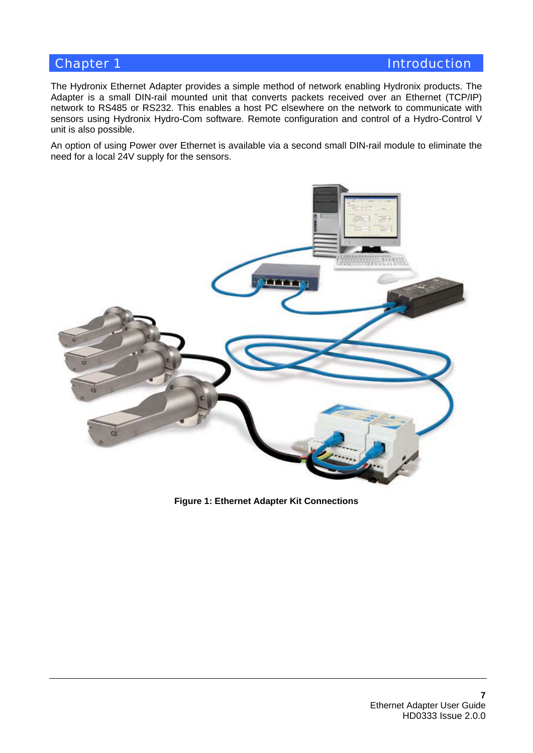# Chapter 1 Introduction

The Hydronix Ethernet Adapter provides a simple method of network enabling Hydronix products. The Adapter is a small DIN-rail mounted unit that converts packets received over an Ethernet (TCP/IP) network to RS485 or RS232. This enables a host PC elsewhere on the network to communicate with sensors using Hydronix Hydro-Com software. Remote configuration and control of a Hydro-Control V unit is also possible.

An option of using Power over Ethernet is available via a second small DIN-rail module to eliminate the need for a local 24V supply for the sensors.

**Figure 1: Ethernet Adapter Kit Connections**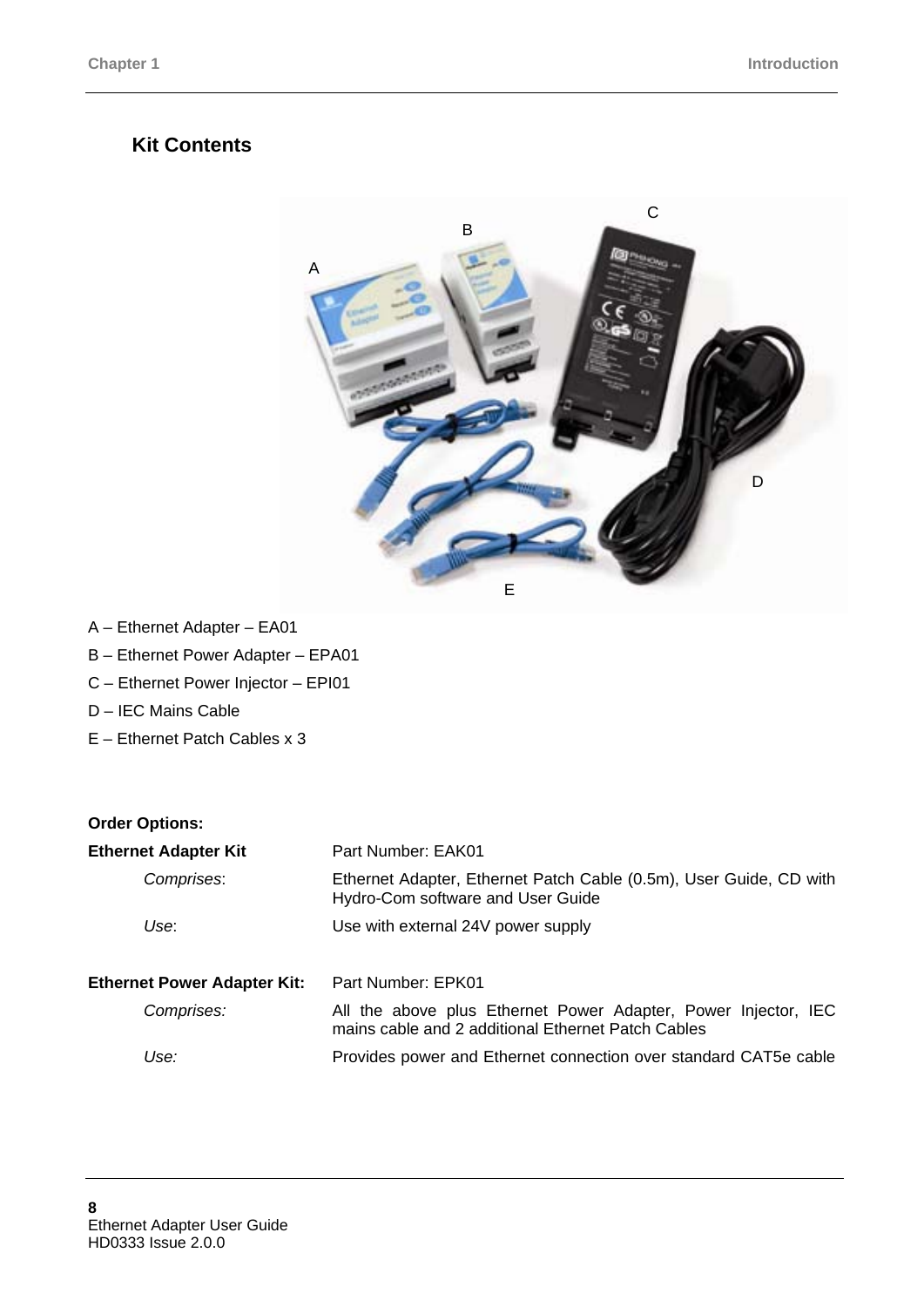## Kit Contents

A – Ethernet Adapter – EA01

B – Ethernet Power Adapter – EPA01

C – Ethernet Power Injector – EPI01

D – IEC Mains Cable

E – Ethernet Patch Cables x 3

**Order Options:**

| | |
|---|---|
| **Ethernet Adapter Kit** | Part Number: EAK01 |
| *Comprises*: | Ethernet Adapter, Ethernet Patch Cable (0.5m), User Guide, CD with Hydro-Com software and User Guide |
| *Use*: | Use with external 24V power supply |
| **Ethernet Power Adapter Kit:** | Part Number: EPK01 |
| *Comprises:* | All the above plus Ethernet Power Adapter, Power Injector, IEC mains cable and 2 additional Ethernet Patch Cables |
| *Use:* | Provides power and Ethernet connection over standard CAT5e cable |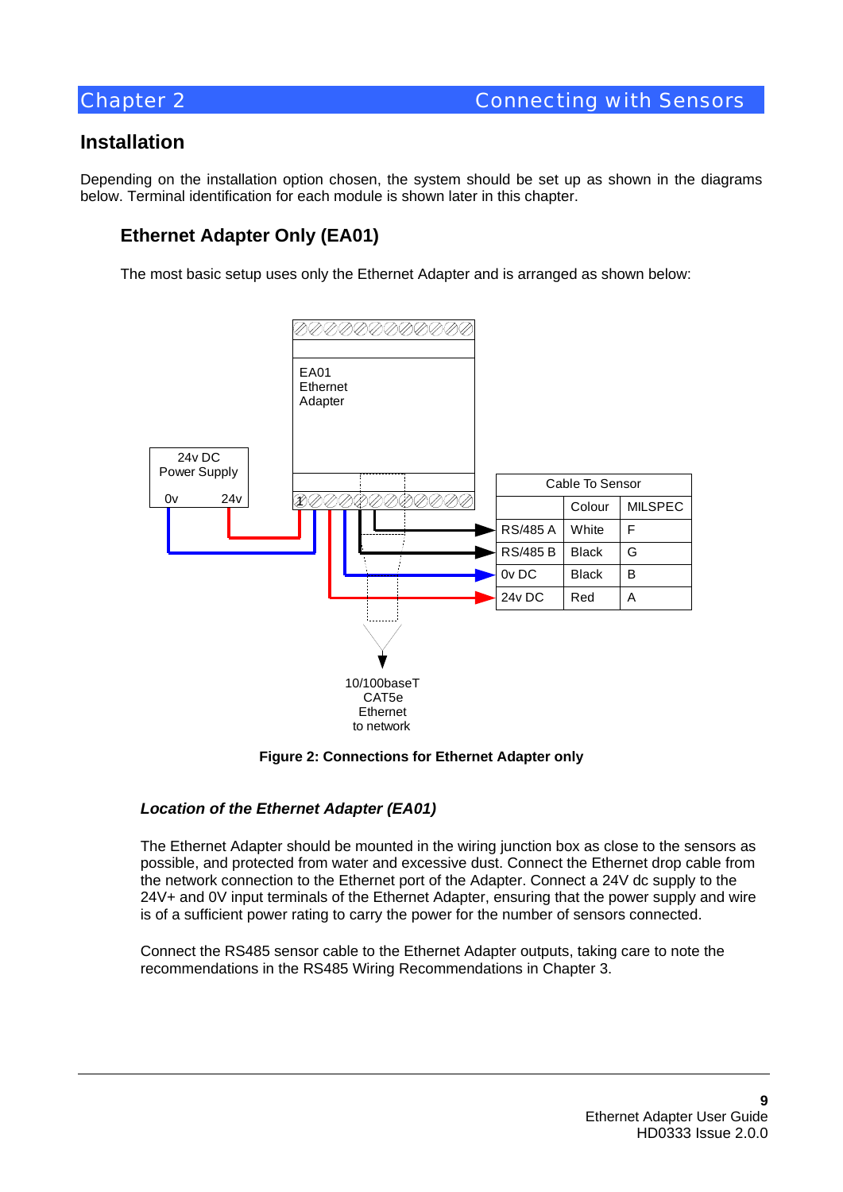## Installation

Depending on the installation option chosen, the system should be set up as shown in the diagrams below. Terminal identification for each module is shown later in this chapter.

### Ethernet Adapter Only (EA01)

The most basic setup uses only the Ethernet Adapter and is arranged as shown below:

EA01 Ethernet Adapter

24v DC Power Supply

0v 24v

| Cable To Sensor | | |
|---|---|---|
| | Colour | MILSPEC |
| RS/485 A | White | F |
| RS/485 B | Black | G |
| 0v DC | Black | B |
| 24v DC | Red | A |

10/100baseT CAT5e Ethernet to network

**Figure 2: Connections for Ethernet Adapter only**

#### *Location of the Ethernet Adapter (EA01)*

The Ethernet Adapter should be mounted in the wiring junction box as close to the sensors as possible, and protected from water and excessive dust. Connect the Ethernet drop cable from the network connection to the Ethernet port of the Adapter. Connect a 24V dc supply to the 24V+ and 0V input terminals of the Ethernet Adapter, ensuring that the power supply and wire is of a sufficient power rating to carry the power for the number of sensors connected.

Connect the RS485 sensor cable to the Ethernet Adapter outputs, taking care to note the recommendations in the RS485 Wiring Recommendations in Chapter 3.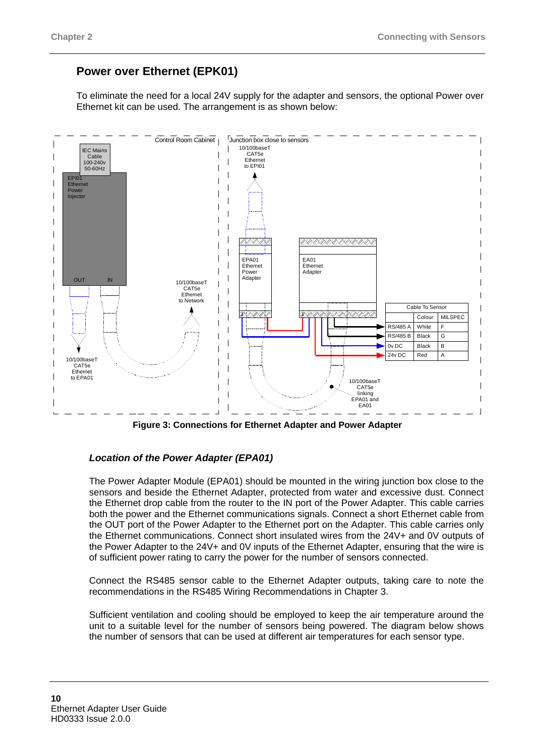## Power over Ethernet (EPK01)

To eliminate the need for a local 24V supply for the adapter and sensors, the optional Power over Ethernet kit can be used. The arrangement is as shown below:

Control Room Cabinet

IEC Mains Cable 100-240v 50-60Hz

EPI01 Ethernet Power Injector

OUT IN

10/100baseT CAT5e Ethernet to EPA01

10/100baseT CAT5e Ethernet to Network

Junction box close to sensors

10/100baseT CAT5e Ethernet to EPI01

EPA01 Ethernet Power Adapter

EA01 Ethernet Adapter

10/100baseT CAT5e linking EPA01 and EA01

| Cable To Sensor | | |
|---|---|---|
| | Colour | MILSPEC |
| RS/485 A | White | F |
| RS/485 B | Black | G |
| 0v DC | Black | B |
| 24v DC | Red | A |

**Figure 3: Connections for Ethernet Adapter and Power Adapter**

### *Location of the Power Adapter (EPA01)*

The Power Adapter Module (EPA01) should be mounted in the wiring junction box close to the sensors and beside the Ethernet Adapter, protected from water and excessive dust. Connect the Ethernet drop cable from the router to the IN port of the Power Adapter. This cable carries both the power and the Ethernet communications signals. Connect a short Ethernet cable from the OUT port of the Power Adapter to the Ethernet port on the Adapter. This cable carries only the Ethernet communications. Connect short insulated wires from the 24V+ and 0V outputs of the Power Adapter to the 24V+ and 0V inputs of the Ethernet Adapter, ensuring that the wire is of sufficient power rating to carry the power for the number of sensors connected.

Connect the RS485 sensor cable to the Ethernet Adapter outputs, taking care to note the recommendations in the RS485 Wiring Recommendations in Chapter 3.

Sufficient ventilation and cooling should be employed to keep the air temperature around the unit to a suitable level for the number of sensors being powered. The diagram below shows the number of sensors that can be used at different air temperatures for each sensor type.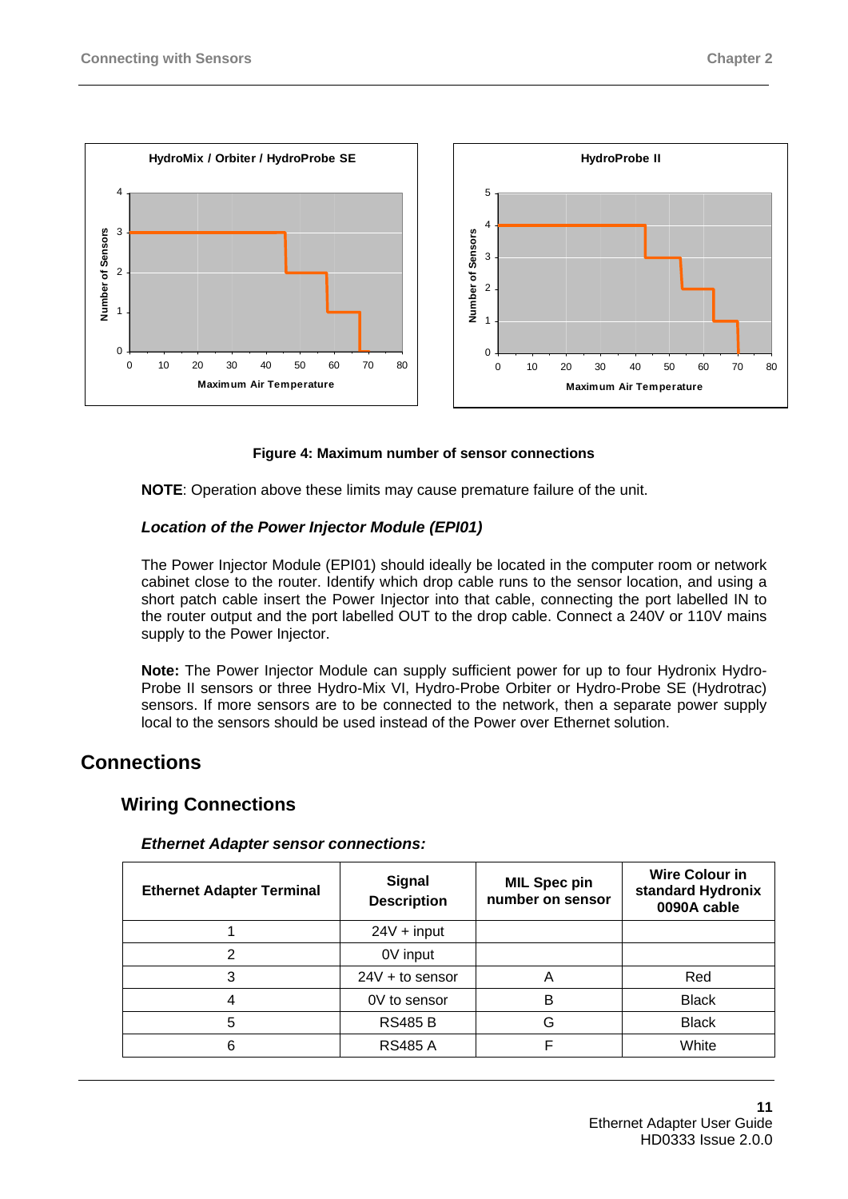Figure 4: Maximum number of sensor connections

**NOTE**: Operation above these limits may cause premature failure of the unit.

### *Location of the Power Injector Module (EPI01)*

The Power Injector Module (EPI01) should ideally be located in the computer room or network cabinet close to the router. Identify which drop cable runs to the sensor location, and using a short patch cable insert the Power Injector into that cable, connecting the port labelled IN to the router output and the port labelled OUT to the drop cable. Connect a 240V or 110V mains supply to the Power Injector.

**Note:** The Power Injector Module can supply sufficient power for up to four Hydronix Hydro-Probe II sensors or three Hydro-Mix VI, Hydro-Probe Orbiter or Hydro-Probe SE (Hydrotrac) sensors. If more sensors are to be connected to the network, then a separate power supply local to the sensors should be used instead of the Power over Ethernet solution.

# Connections

## Wiring Connections

### *Ethernet Adapter sensor connections:*

| Ethernet Adapter Terminal | Signal Description | MIL Spec pin number on sensor | Wire Colour in standard Hydronix 0090A cable |
|---|---|---|---|
| 1 | 24V + input | | |
| 2 | 0V input | | |
| 3 | 24V + to sensor | A | Red |
| 4 | 0V to sensor | B | Black |
| 5 | RS485 B | G | Black |
| 6 | RS485 A | F | White |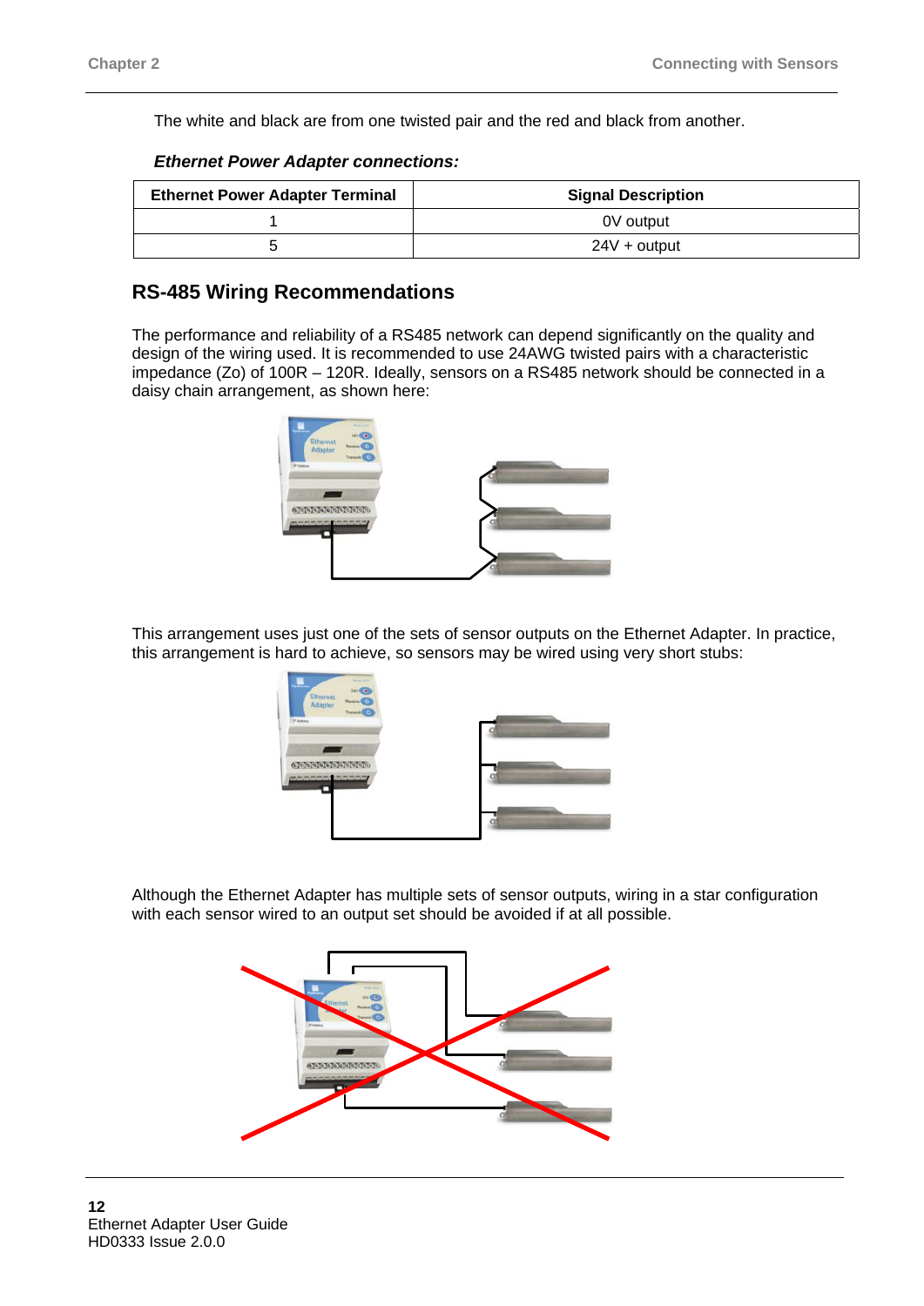The white and black are from one twisted pair and the red and black from another.

***Ethernet Power Adapter connections:***

| Ethernet Power Adapter Terminal | Signal Description |
|---|---|
| 1 | 0V output |
| 5 | 24V + output |

## RS-485 Wiring Recommendations

The performance and reliability of a RS485 network can depend significantly on the quality and design of the wiring used. It is recommended to use 24AWG twisted pairs with a characteristic impedance (Zo) of 100R – 120R. Ideally, sensors on a RS485 network should be connected in a daisy chain arrangement, as shown here:

This arrangement uses just one of the sets of sensor outputs on the Ethernet Adapter. In practice, this arrangement is hard to achieve, so sensors may be wired using very short stubs:

Although the Ethernet Adapter has multiple sets of sensor outputs, wiring in a star configuration with each sensor wired to an output set should be avoided if at all possible.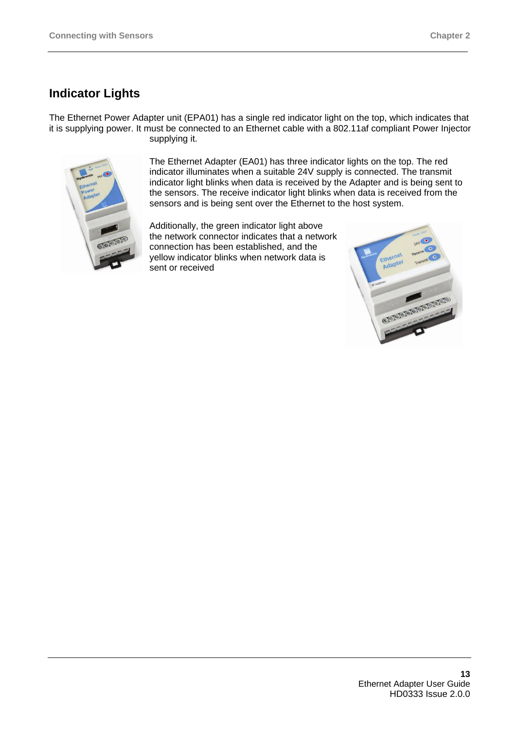## Indicator Lights

The Ethernet Power Adapter unit (EPA01) has a single red indicator light on the top, which indicates that it is supplying power. It must be connected to an Ethernet cable with a 802.11af compliant Power Injector supplying it.

The Ethernet Adapter (EA01) has three indicator lights on the top. The red indicator illuminates when a suitable 24V supply is connected. The transmit indicator light blinks when data is received by the Adapter and is being sent to the sensors. The receive indicator light blinks when data is received from the sensors and is being sent over the Ethernet to the host system.

Additionally, the green indicator light above the network connector indicates that a network connection has been established, and the yellow indicator blinks when network data is sent or received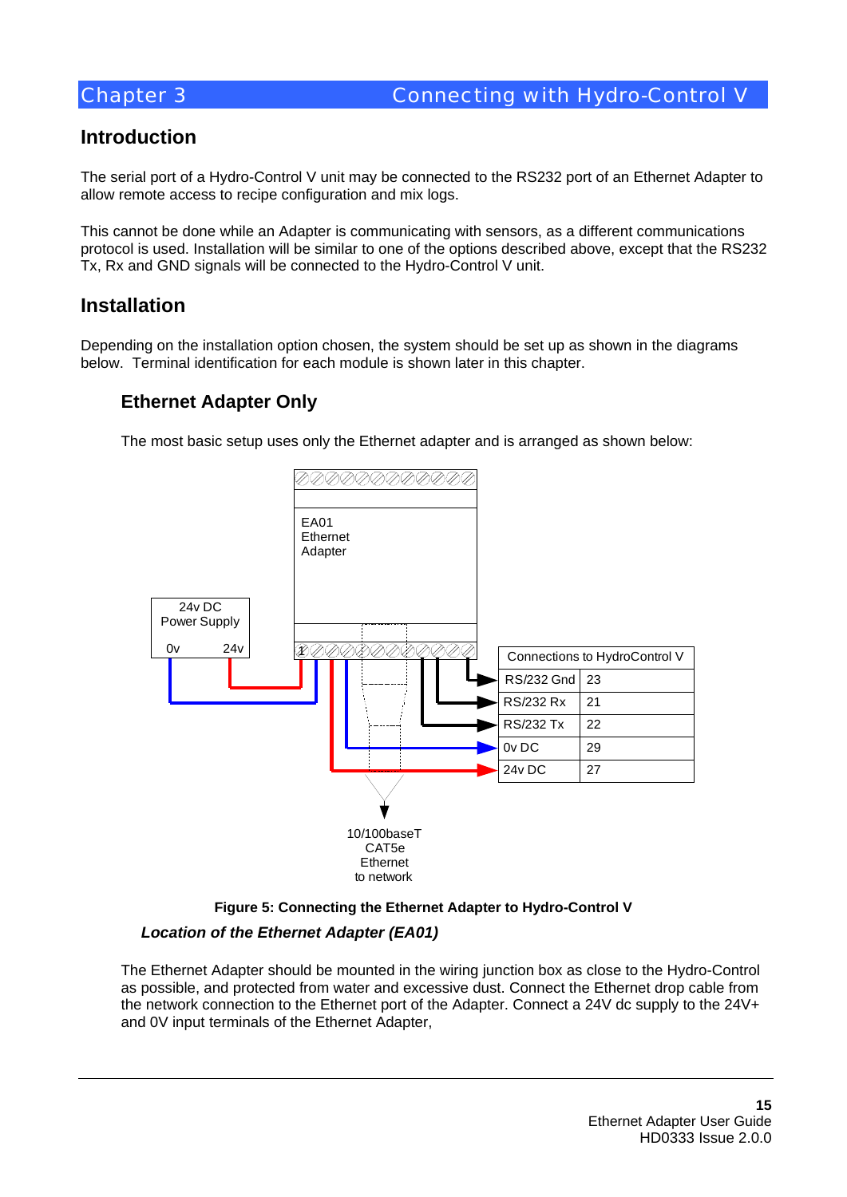# Chapter 3 Connecting with Hydro-Control V

## Introduction

The serial port of a Hydro-Control V unit may be connected to the RS232 port of an Ethernet Adapter to allow remote access to recipe configuration and mix logs.

This cannot be done while an Adapter is communicating with sensors, as a different communications protocol is used. Installation will be similar to one of the options described above, except that the RS232 Tx, Rx and GND signals will be connected to the Hydro-Control V unit.

## Installation

Depending on the installation option chosen, the system should be set up as shown in the diagrams below. Terminal identification for each module is shown later in this chapter.

### Ethernet Adapter Only

The most basic setup uses only the Ethernet adapter and is arranged as shown below:

| Connections to HydroControl V | |
|---|---|
| RS/232 Gnd | 23 |
| RS/232 Rx | 21 |
| RS/232 Tx | 22 |
| 0v DC | 29 |
| 24v DC | 27 |

**Figure 5: Connecting the Ethernet Adapter to Hydro-Control V**

#### *Location of the Ethernet Adapter (EA01)*

The Ethernet Adapter should be mounted in the wiring junction box as close to the Hydro-Control as possible, and protected from water and excessive dust. Connect the Ethernet drop cable from the network connection to the Ethernet port of the Adapter. Connect a 24V dc supply to the 24V+ and 0V input terminals of the Ethernet Adapter,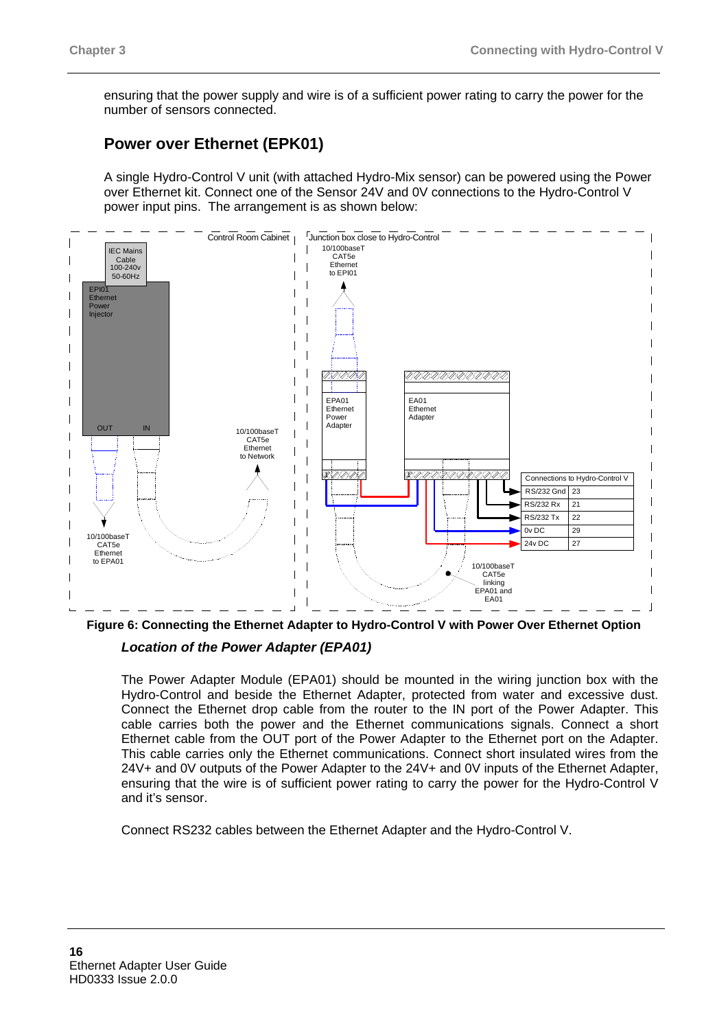ensuring that the power supply and wire is of a sufficient power rating to carry the power for the number of sensors connected.

## Power over Ethernet (EPK01)

A single Hydro-Control V unit (with attached Hydro-Mix sensor) can be powered using the Power over Ethernet kit. Connect one of the Sensor 24V and 0V connections to the Hydro-Control V power input pins. The arrangement is as shown below:

| Connections to Hydro-Control V | |
|---|---|
| RS/232 Gnd | 23 |
| RS/232 Rx | 21 |
| RS/232 Tx | 22 |
| 0v DC | 29 |
| 24v DC | 27 |

**Figure 6: Connecting the Ethernet Adapter to Hydro-Control V with Power Over Ethernet Option**

### *Location of the Power Adapter (EPA01)*

The Power Adapter Module (EPA01) should be mounted in the wiring junction box with the Hydro-Control and beside the Ethernet Adapter, protected from water and excessive dust. Connect the Ethernet drop cable from the router to the IN port of the Power Adapter. This cable carries both the power and the Ethernet communications signals. Connect a short Ethernet cable from the OUT port of the Power Adapter to the Ethernet port on the Adapter. This cable carries only the Ethernet communications. Connect short insulated wires from the 24V+ and 0V outputs of the Power Adapter to the 24V+ and 0V inputs of the Ethernet Adapter, ensuring that the wire is of sufficient power rating to carry the power for the Hydro-Control V and it's sensor.

Connect RS232 cables between the Ethernet Adapter and the Hydro-Control V.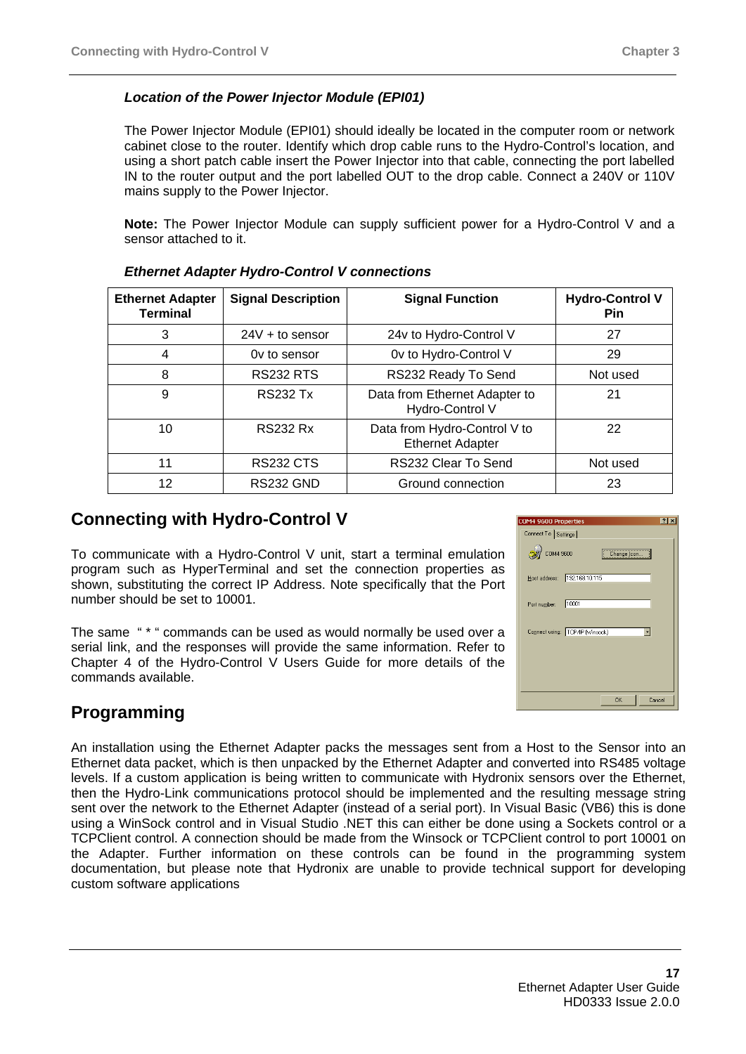### *Location of the Power Injector Module (EPI01)*

The Power Injector Module (EPI01) should ideally be located in the computer room or network cabinet close to the router. Identify which drop cable runs to the Hydro-Control's location, and using a short patch cable insert the Power Injector into that cable, connecting the port labelled IN to the router output and the port labelled OUT to the drop cable. Connect a 240V or 110V mains supply to the Power Injector.

**Note:** The Power Injector Module can supply sufficient power for a Hydro-Control V and a sensor attached to it.

### *Ethernet Adapter Hydro-Control V connections*

| Ethernet Adapter Terminal | Signal Description | Signal Function | Hydro-Control V Pin |
|---|---|---|---|
| 3 | 24V + to sensor | 24v to Hydro-Control V | 27 |
| 4 | 0v to sensor | 0v to Hydro-Control V | 29 |
| 8 | RS232 RTS | RS232 Ready To Send | Not used |
| 9 | RS232 Tx | Data from Ethernet Adapter to Hydro-Control V | 21 |
| 10 | RS232 Rx | Data from Hydro-Control V to Ethernet Adapter | 22 |
| 11 | RS232 CTS | RS232 Clear To Send | Not used |
| 12 | RS232 GND | Ground connection | 23 |

## Connecting with Hydro-Control V

To communicate with a Hydro-Control V unit, start a terminal emulation program such as HyperTerminal and set the connection properties as shown, substituting the correct IP Address. Note specifically that the Port number should be set to 10001.

The same " * " commands can be used as would normally be used over a serial link, and the responses will provide the same information. Refer to Chapter 4 of the Hydro-Control V Users Guide for more details of the commands available.

## Programming

An installation using the Ethernet Adapter packs the messages sent from a Host to the Sensor into an Ethernet data packet, which is then unpacked by the Ethernet Adapter and converted into RS485 voltage levels. If a custom application is being written to communicate with Hydronix sensors over the Ethernet, then the Hydro-Link communications protocol should be implemented and the resulting message string sent over the network to the Ethernet Adapter (instead of a serial port). In Visual Basic (VB6) this is done using a WinSock control and in Visual Studio .NET this can either be done using a Sockets control or a TCPClient control. A connection should be made from the Winsock or TCPClient control to port 10001 on the Adapter. Further information on these controls can be found in the programming system documentation, but please note that Hydronix are unable to provide technical support for developing custom software applications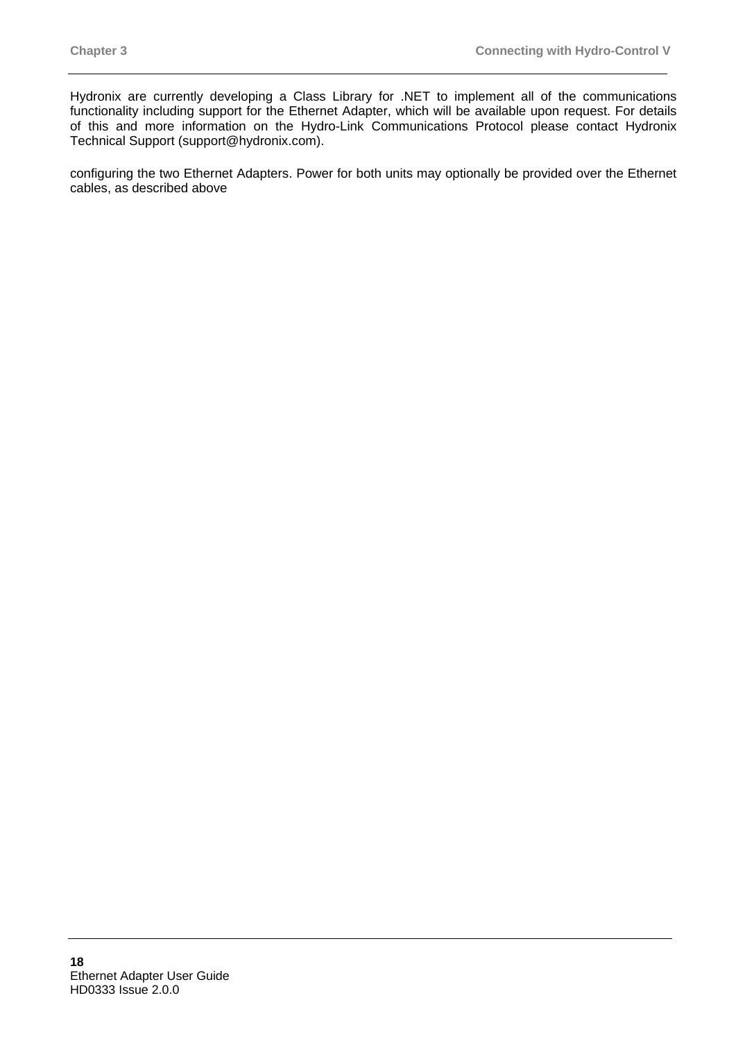Hydronix are currently developing a Class Library for .NET to implement all of the communications functionality including support for the Ethernet Adapter, which will be available upon request. For details of this and more information on the Hydro-Link Communications Protocol please contact Hydronix Technical Support (support@hydronix.com).

configuring the two Ethernet Adapters. Power for both units may optionally be provided over the Ethernet cables, as described above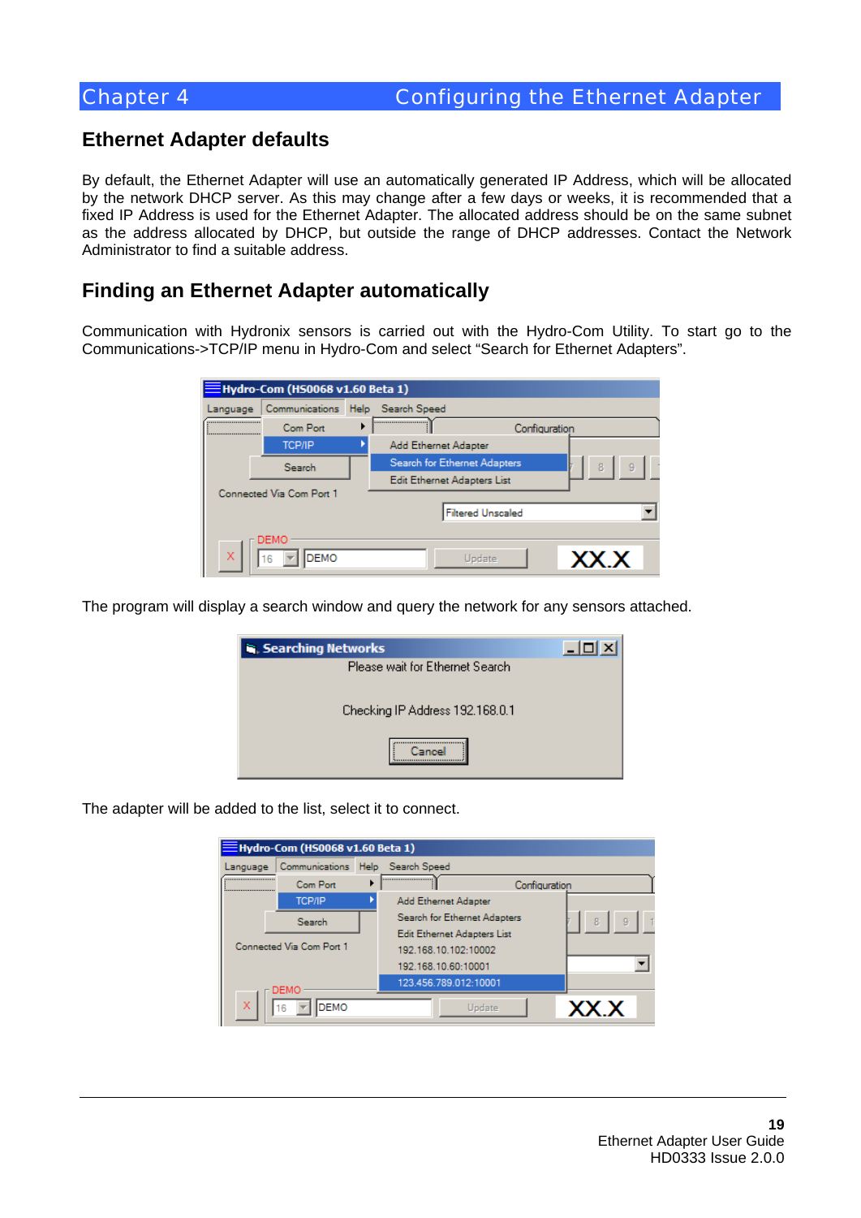## Ethernet Adapter defaults

By default, the Ethernet Adapter will use an automatically generated IP Address, which will be allocated by the network DHCP server. As this may change after a few days or weeks, it is recommended that a fixed IP Address is used for the Ethernet Adapter. The allocated address should be on the same subnet as the address allocated by DHCP, but outside the range of DHCP addresses. Contact the Network Administrator to find a suitable address.

## Finding an Ethernet Adapter automatically

Communication with Hydronix sensors is carried out with the Hydro-Com Utility. To start go to the Communications->TCP/IP menu in Hydro-Com and select “Search for Ethernet Adapters”.

The program will display a search window and query the network for any sensors attached.

The adapter will be added to the list, select it to connect.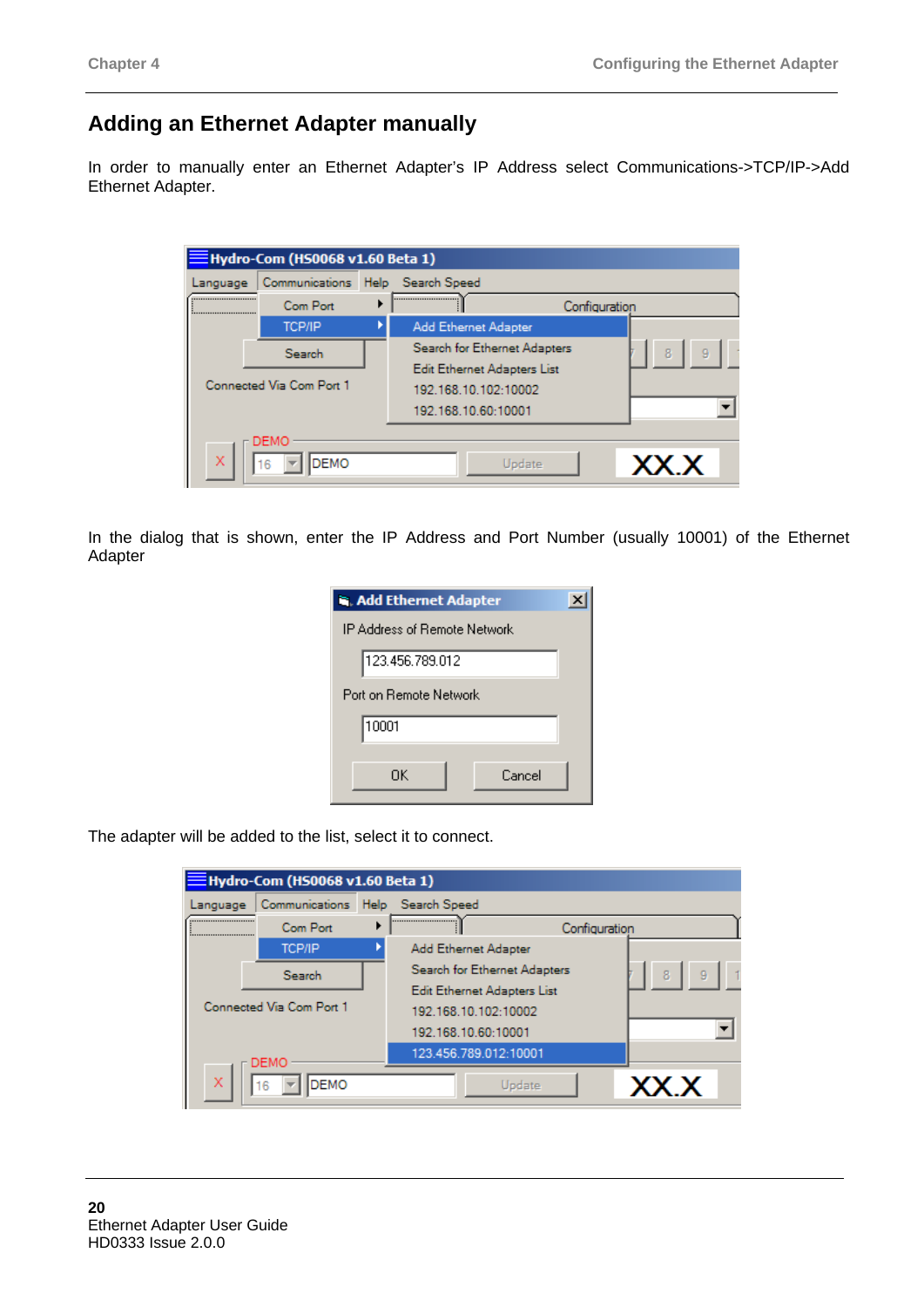## Adding an Ethernet Adapter manually

In order to manually enter an Ethernet Adapter's IP Address select Communications->TCP/IP->Add Ethernet Adapter.

In the dialog that is shown, enter the IP Address and Port Number (usually 10001) of the Ethernet Adapter

The adapter will be added to the list, select it to connect.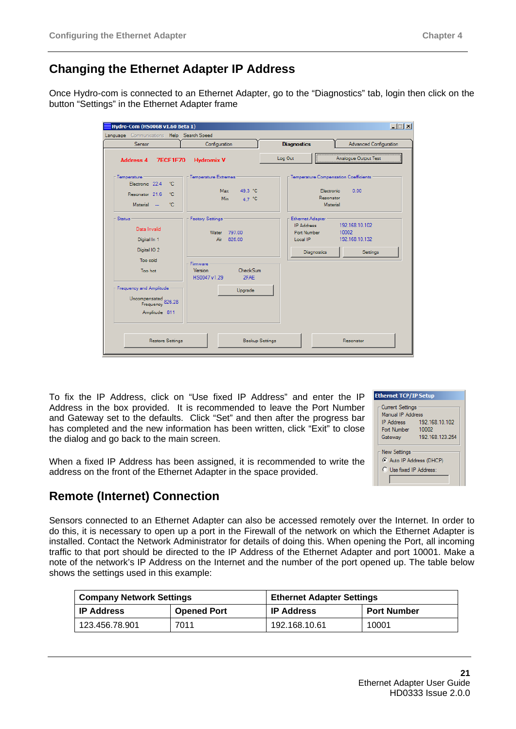## Changing the Ethernet Adapter IP Address

Once Hydro-com is connected to an Ethernet Adapter, go to the "Diagnostics" tab, login then click on the button "Settings" in the Ethernet Adapter frame

To fix the IP Address, click on "Use fixed IP Address" and enter the IP Address in the box provided. It is recommended to leave the Port Number and Gateway set to the defaults. Click "Set" and then after the progress bar has completed and the new information has been written, click "Exit" to close the dialog and go back to the main screen.

When a fixed IP Address has been assigned, it is recommended to write the address on the front of the Ethernet Adapter in the space provided.

## Remote (Internet) Connection

Sensors connected to an Ethernet Adapter can also be accessed remotely over the Internet. In order to do this, it is necessary to open up a port in the Firewall of the network on which the Ethernet Adapter is installed. Contact the Network Administrator for details of doing this. When opening the Port, all incoming traffic to that port should be directed to the IP Address of the Ethernet Adapter and port 10001. Make a note of the network's IP Address on the Internet and the number of the port opened up. The table below shows the settings used in this example:

| **Company Network Settings** | | **Ethernet Adapter Settings** | |
|---|---|---|---|
| **IP Address** | **Opened Port** | **IP Address** | **Port Number** |
| 123.456.78.901 | 7011 | 192.168.10.61 | 10001 |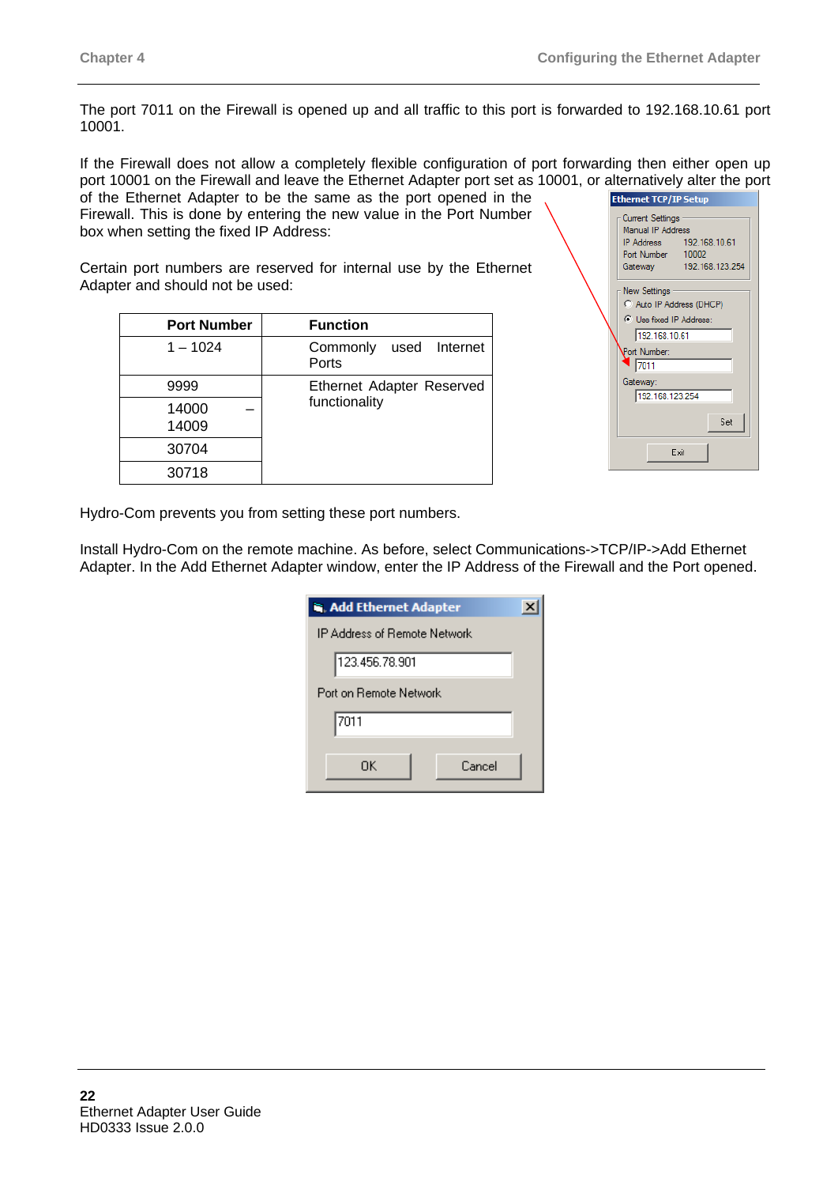The port 7011 on the Firewall is opened up and all traffic to this port is forwarded to 192.168.10.61 port 10001.

If the Firewall does not allow a completely flexible configuration of port forwarding then either open up port 10001 on the Firewall and leave the Ethernet Adapter port set as 10001, or alternatively alter the port of the Ethernet Adapter to be the same as the port opened in the Firewall. This is done by entering the new value in the Port Number box when setting the fixed IP Address:

Certain port numbers are reserved for internal use by the Ethernet Adapter and should not be used:

| Port Number | Function |
|---|---|
| 1 – 1024 | Commonly used Internet Ports |
| 9999 | Ethernet Adapter Reserved functionality |
| 14000 – 14009 | |
| 30704 | |
| 30718 | |

Hydro-Com prevents you from setting these port numbers.

Install Hydro-Com on the remote machine. As before, select Communications->TCP/IP->Add Ethernet Adapter. In the Add Ethernet Adapter window, enter the IP Address of the Firewall and the Port opened.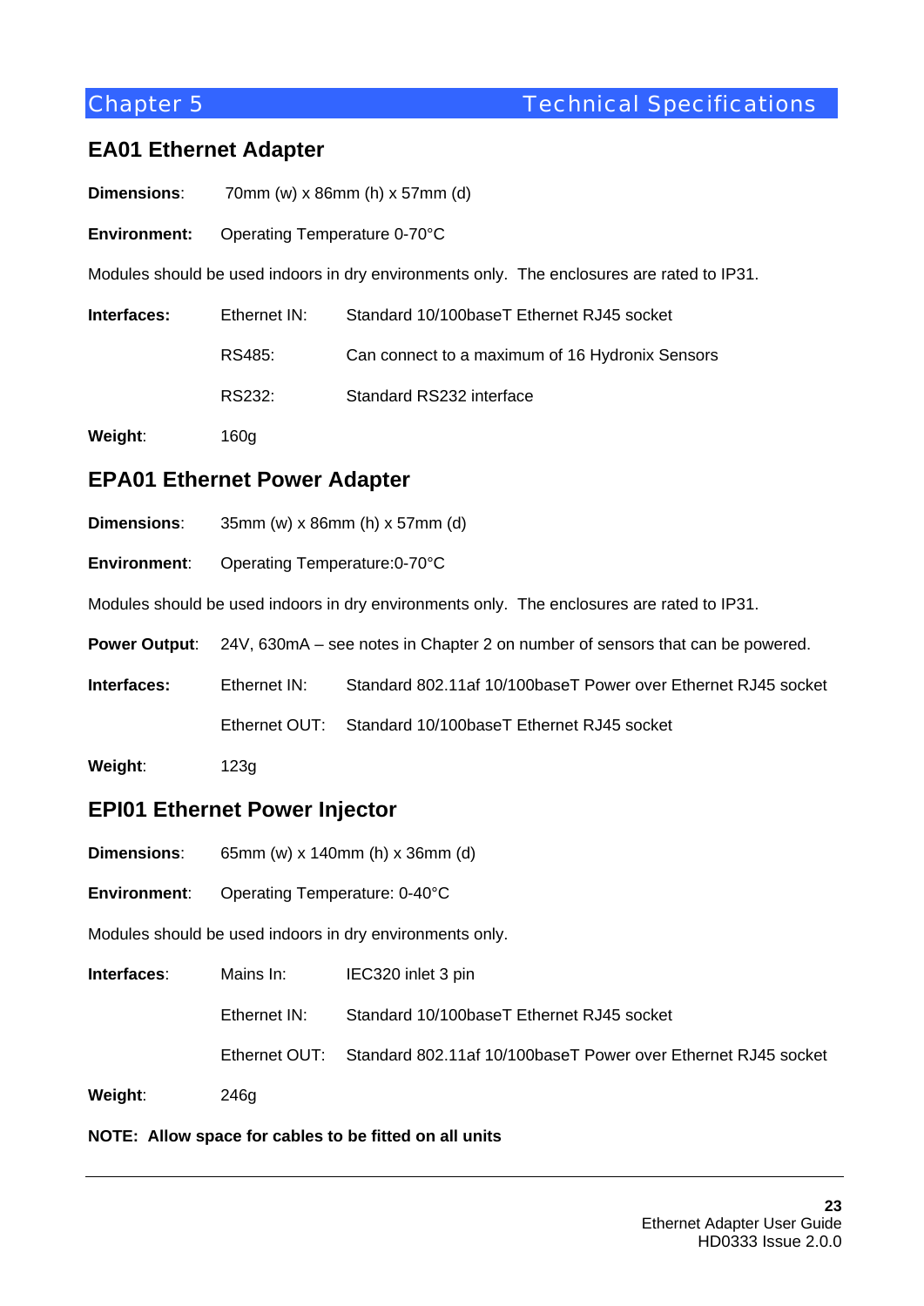# Chapter 5 Technical Specifications

## EA01 Ethernet Adapter

**Dimensions**: 70mm (w) x 86mm (h) x 57mm (d)

**Environment:** Operating Temperature 0-70°C

Modules should be used indoors in dry environments only. The enclosures are rated to IP31.

**Interfaces:**

| | | |
|---|---|---|
| | Ethernet IN: | Standard 10/100baseT Ethernet RJ45 socket |
| | RS485: | Can connect to a maximum of 16 Hydronix Sensors |
| | RS232: | Standard RS232 interface |

**Weight**: 160g

## EPA01 Ethernet Power Adapter

**Dimensions**: 35mm (w) x 86mm (h) x 57mm (d)

**Environment**: Operating Temperature:0-70°C

Modules should be used indoors in dry environments only. The enclosures are rated to IP31.

**Power Output**: 24V, 630mA – see notes in Chapter 2 on number of sensors that can be powered.

**Interfaces:**

| | | |
|---|---|---|
| | Ethernet IN: | Standard 802.11af 10/100baseT Power over Ethernet RJ45 socket |
| | Ethernet OUT: | Standard 10/100baseT Ethernet RJ45 socket |

**Weight**: 123g

## EPI01 Ethernet Power Injector

**Dimensions**: 65mm (w) x 140mm (h) x 36mm (d)

**Environment**: Operating Temperature: 0-40°C

Modules should be used indoors in dry environments only.

**Interfaces**:

| | | |
|---|---|---|
| | Mains In: | IEC320 inlet 3 pin |
| | Ethernet IN: | Standard 10/100baseT Ethernet RJ45 socket |
| | Ethernet OUT: | Standard 802.11af 10/100baseT Power over Ethernet RJ45 socket |

**Weight**: 246g

**NOTE: Allow space for cables to be fitted on all units**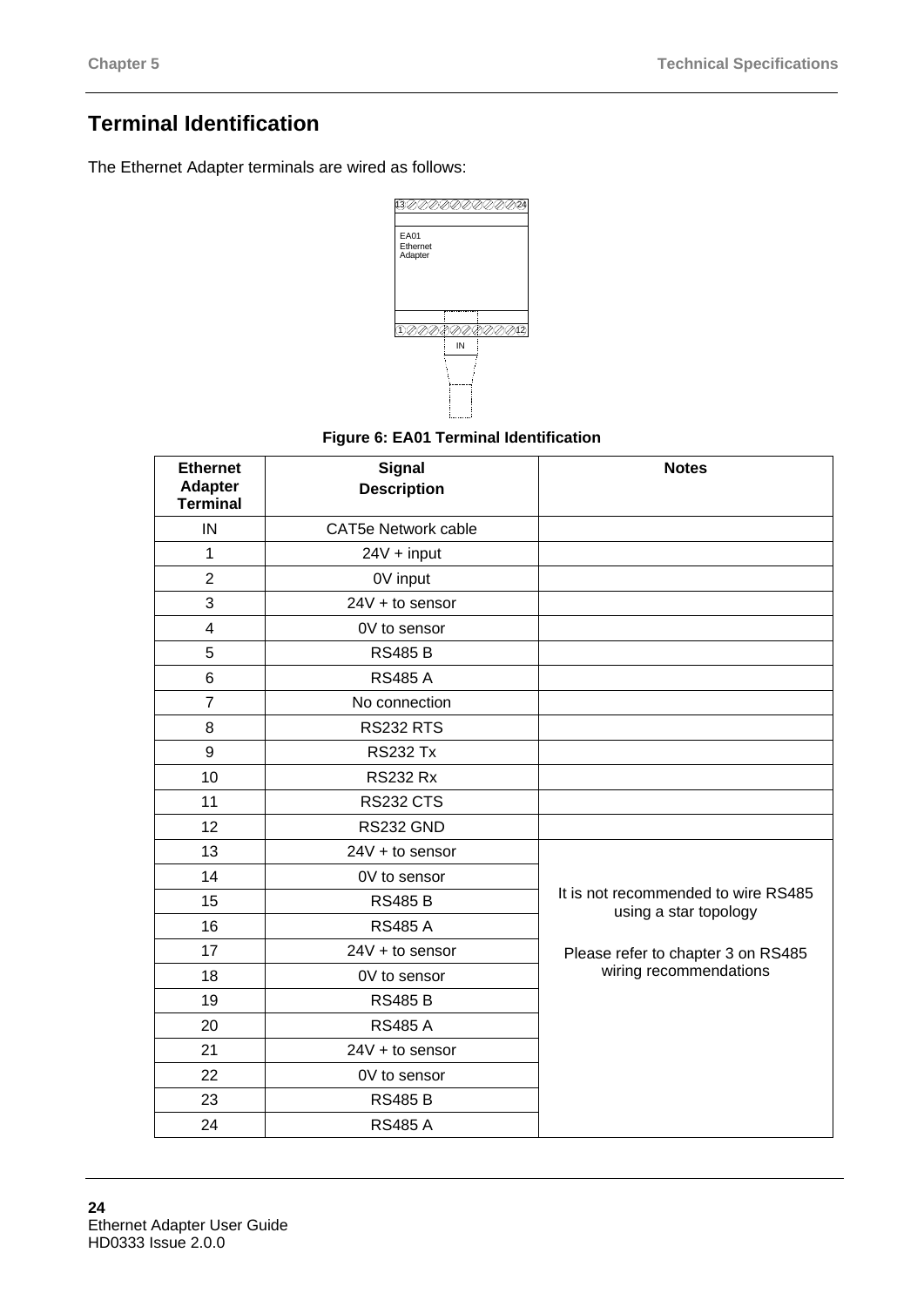# Terminal Identification

The Ethernet Adapter terminals are wired as follows:

**Figure 6: EA01 Terminal Identification**

| Ethernet Adapter Terminal | Signal Description | Notes |
|---|---|---|
| IN | CAT5e Network cable | |
| 1 | 24V + input | |
| 2 | 0V input | |
| 3 | 24V + to sensor | |
| 4 | 0V to sensor | |
| 5 | RS485 B | |
| 6 | RS485 A | |
| 7 | No connection | |
| 8 | RS232 RTS | |
| 9 | RS232 Tx | |
| 10 | RS232 Rx | |
| 11 | RS232 CTS | |
| 12 | RS232 GND | |
| 13 | 24V + to sensor | It is not recommended to wire RS485 using a star topology<br><br>Please refer to chapter 3 on RS485 wiring recommendations |
| 14 | 0V to sensor | |
| 15 | RS485 B | |
| 16 | RS485 A | |
| 17 | 24V + to sensor | |
| 18 | 0V to sensor | |
| 19 | RS485 B | |
| 20 | RS485 A | |
| 21 | 24V + to sensor | |
| 22 | 0V to sensor | |
| 23 | RS485 B | |
| 24 | RS485 A | |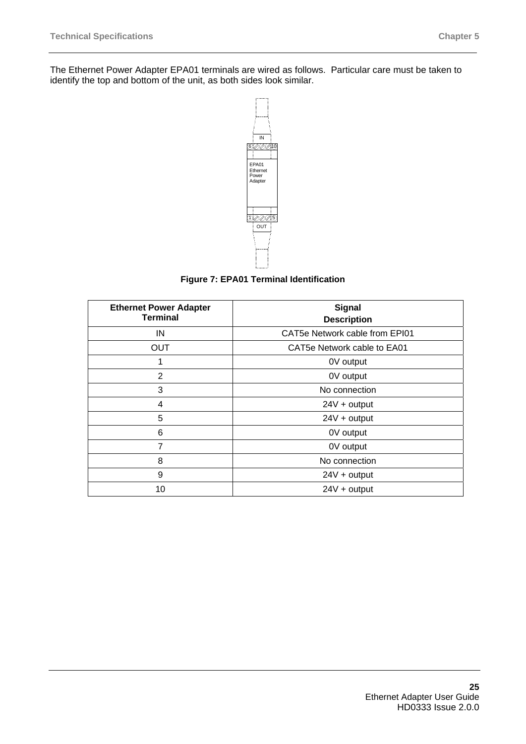The Ethernet Power Adapter EPA01 terminals are wired as follows. Particular care must be taken to identify the top and bottom of the unit, as both sides look similar.

**Figure 7: EPA01 Terminal Identification**

| Ethernet Power Adapter Terminal | Signal Description |
|---|---|
| IN | CAT5e Network cable from EPI01 |
| OUT | CAT5e Network cable to EA01 |
| 1 | 0V output |
| 2 | 0V output |
| 3 | No connection |
| 4 | 24V + output |
| 5 | 24V + output |
| 6 | 0V output |
| 7 | 0V output |
| 8 | No connection |
| 9 | 24V + output |
| 10 | 24V + output |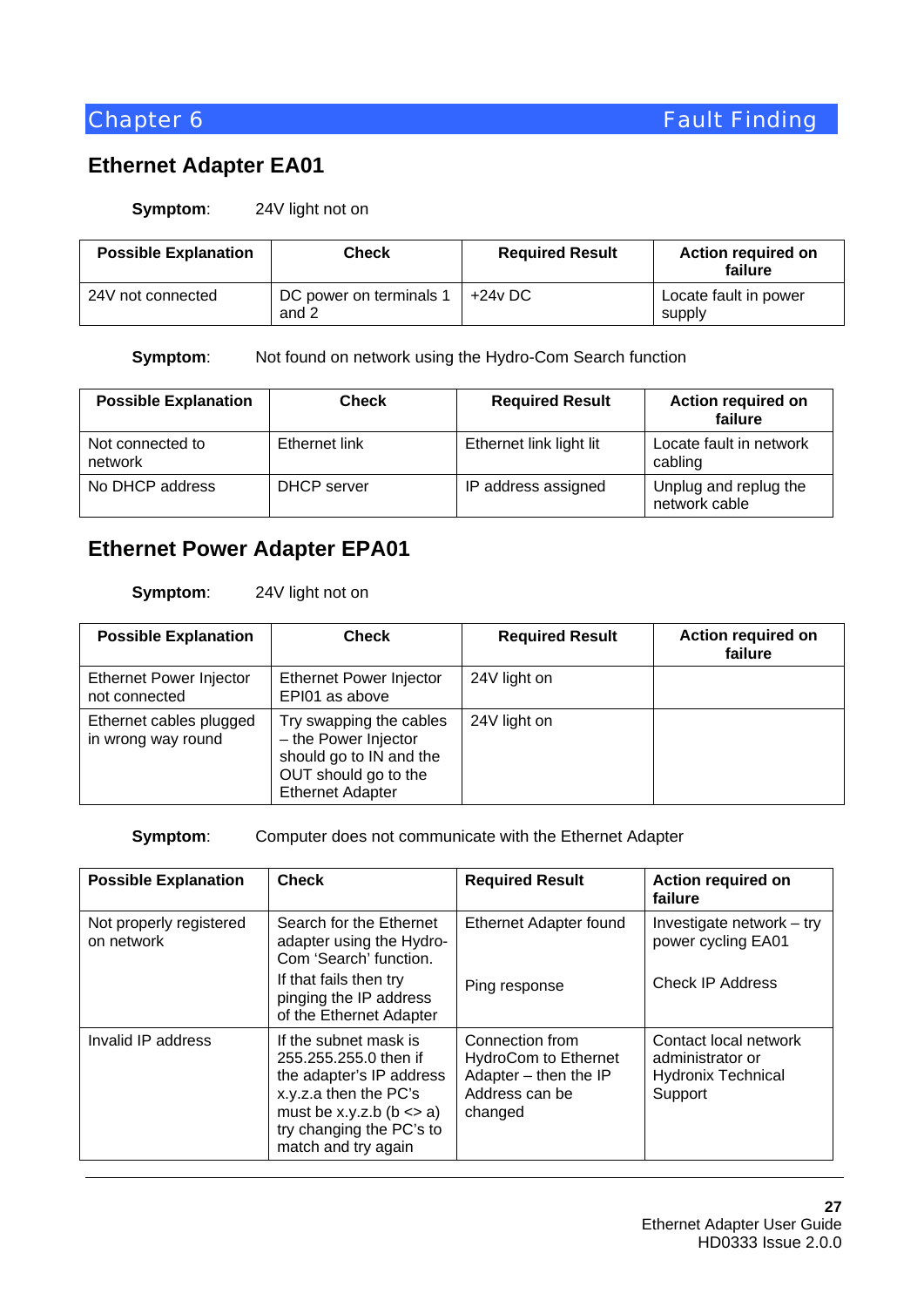## Ethernet Adapter EA01

**Symptom**: 24V light not on

| Possible Explanation | Check | Required Result | Action required on failure |
|---|---|---|---|
| 24V not connected | DC power on terminals 1 and 2 | +24v DC | Locate fault in power supply |

**Symptom**: Not found on network using the Hydro-Com Search function

| Possible Explanation | Check | Required Result | Action required on failure |
|---|---|---|---|
| Not connected to network | Ethernet link | Ethernet link light lit | Locate fault in network cabling |
| No DHCP address | DHCP server | IP address assigned | Unplug and replug the network cable |

## Ethernet Power Adapter EPA01

**Symptom**: 24V light not on

| Possible Explanation | Check | Required Result | Action required on failure |
|---|---|---|---|
| Ethernet Power Injector not connected | Ethernet Power Injector EPI01 as above | 24V light on | |
| Ethernet cables plugged in wrong way round | Try swapping the cables – the Power Injector should go to IN and the OUT should go to the Ethernet Adapter | 24V light on | |

**Symptom**: Computer does not communicate with the Ethernet Adapter

| Possible Explanation | Check | Required Result | Action required on failure |
|---|---|---|---|
| Not properly registered on network | Search for the Ethernet adapter using the Hydro-Com 'Search' function.<br>If that fails then try pinging the IP address of the Ethernet Adapter | Ethernet Adapter found<br>Ping response | Investigate network – try power cycling EA01<br>Check IP Address |
| Invalid IP address | If the subnet mask is 255.255.255.0 then if the adapter's IP address x.y.z.a then the PC's must be x.y.z.b (b <> a) try changing the PC's to match and try again | Connection from HydroCom to Ethernet Adapter – then the IP Address can be changed | Contact local network administrator or Hydronix Technical Support |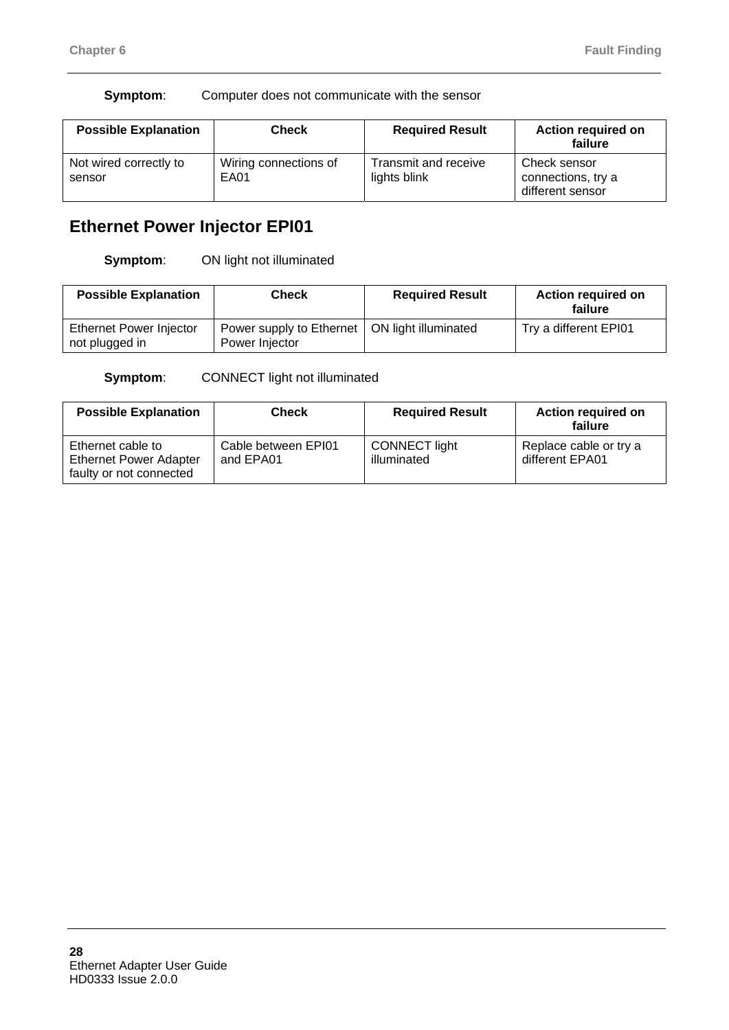**Symptom**: Computer does not communicate with the sensor

| Possible Explanation | Check | Required Result | Action required on failure |
|---|---|---|---|
| Not wired correctly to sensor | Wiring connections of EA01 | Transmit and receive lights blink | Check sensor connections, try a different sensor |

## Ethernet Power Injector EPI01

**Symptom**: ON light not illuminated

| Possible Explanation | Check | Required Result | Action required on failure |
|---|---|---|---|
| Ethernet Power Injector not plugged in | Power supply to Ethernet Power Injector | ON light illuminated | Try a different EPI01 |

**Symptom**: CONNECT light not illuminated

| Possible Explanation | Check | Required Result | Action required on failure |
|---|---|---|---|
| Ethernet cable to Ethernet Power Adapter faulty or not connected | Cable between EPI01 and EPA01 | CONNECT light illuminated | Replace cable or try a different EPA01 |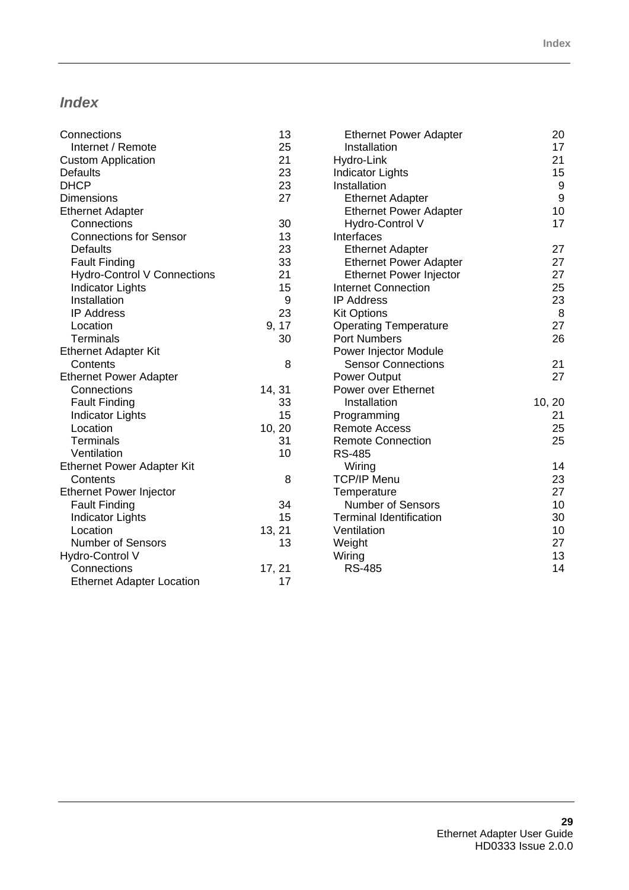## *Index*

Connections 13
  Internet / Remote 25
Custom Application 21
Defaults 23
DHCP 23
Dimensions 27
Ethernet Adapter
  Connections 30
  Connections for Sensor 13
  Defaults 23
  Fault Finding 33
  Hydro-Control V Connections 21
  Indicator Lights 15
  Installation 9
  IP Address 23
  Location 9, 17
  Terminals 30
Ethernet Adapter Kit
  Contents 8
Ethernet Power Adapter
  Connections 14, 31
  Fault Finding 33
  Indicator Lights 15
  Location 10, 20
  Terminals 31
  Ventilation 10
Ethernet Power Adapter Kit
  Contents 8
Ethernet Power Injector
  Fault Finding 34
  Indicator Lights 15
  Location 13, 21
  Number of Sensors 13
Hydro-Control V
  Connections 17, 21
  Ethernet Adapter Location 17
  Ethernet Power Adapter 20
  Installation 17
Hydro-Link 21
Indicator Lights 15
Installation 9
  Ethernet Adapter 9
  Ethernet Power Adapter 10
  Hydro-Control V 17
Interfaces
  Ethernet Adapter 27
  Ethernet Power Adapter 27
  Ethernet Power Injector 27
Internet Connection 25
IP Address 23
Kit Options 8
Operating Temperature 27
Port Numbers 26
Power Injector Module
  Sensor Connections 21
Power Output 27
Power over Ethernet
  Installation 10, 20
Programming 21
Remote Access 25
Remote Connection 25
RS-485
  Wiring 14
TCP/IP Menu 23
Temperature 27
  Number of Sensors 10
Terminal Identification 30
Ventilation 10
Weight 27
Wiring 13
  RS-485 14